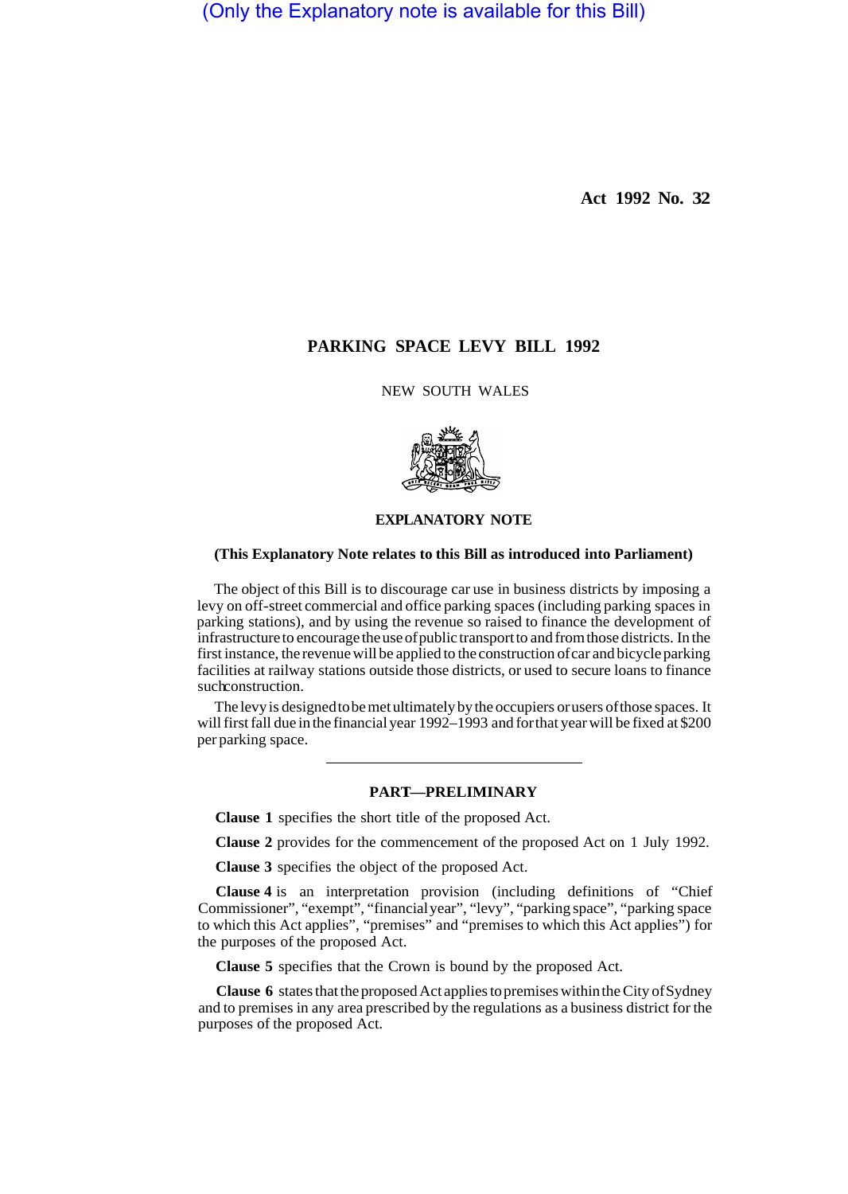(Only the Explanatory note is available for this Bill)

**Act 1992 No. 32**

# PARKING SPACE LEVY BILL 1992

NEW SOUTH WALES

## EXPLANATORY NOTE

**(This Explanatory Note relates to this Bill as introduced into Parliament)**

The object of this Bill is to discourage car use in business districts by imposing a levy on off-street commercial and office parking spaces (including parking spaces in parking stations), and by using the revenue so raised to finance the development of infrastructure to encourage the use of public transport to and from those districts. In the first instance, the revenue will be applied to the construction of car and bicycle parking facilities at railway stations outside those districts, or used to secure loans to finance such construction.

The levy is designed to be met ultimately by the occupiers or users of those spaces. It will first fall due in the financial year 1992–1993 and for that year will be fixed at $200 per parking space.

---

### PART—PRELIMINARY

**Clause 1** specifies the short title of the proposed Act.

**Clause 2** provides for the commencement of the proposed Act on 1 July 1992.

**Clause 3** specifies the object of the proposed Act.

**Clause 4** is an interpretation provision (including definitions of "Chief Commissioner", "exempt", "financial year", "levy", "parking space", "parking space to which this Act applies", "premises" and "premises to which this Act applies") for the purposes of the proposed Act.

**Clause 5** specifies that the Crown is bound by the proposed Act.

**Clause 6** states that the proposed Act applies to premises within the City of Sydney and to premises in any area prescribed by the regulations as a business district for the purposes of the proposed Act.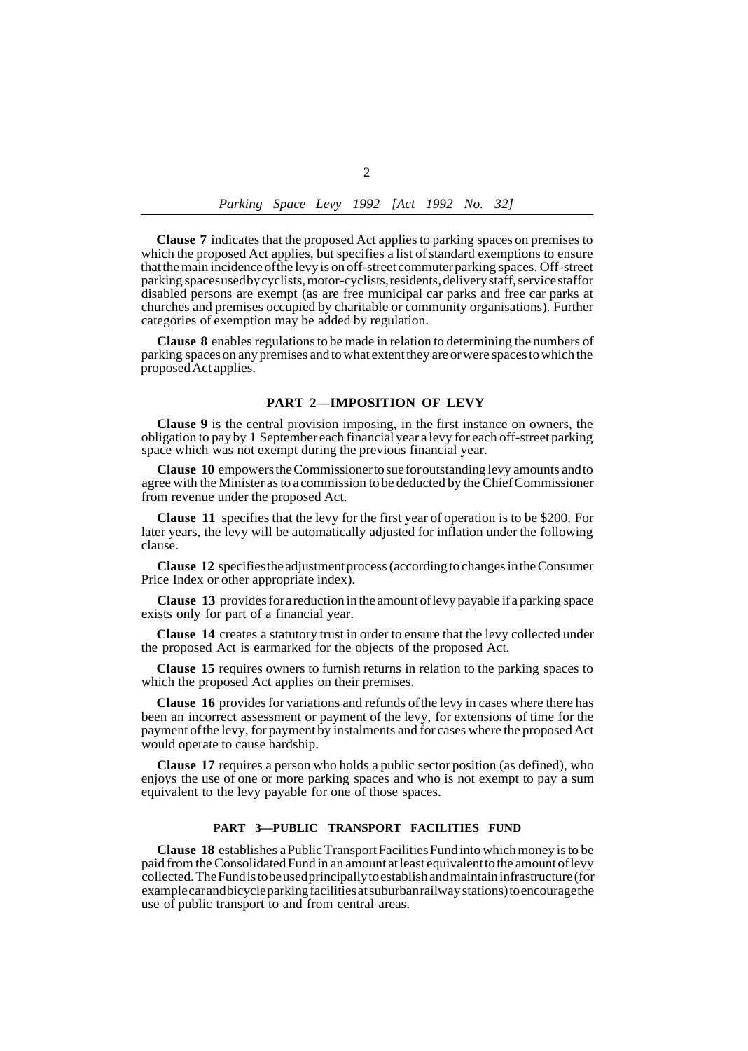**Clause 7** indicates that the proposed Act applies to parking spaces on premises to which the proposed Act applies, but specifies a list of standard exemptions to ensure that the main incidence of the levy is on off-street commuter parking spaces. Off-street parking spaces used by cyclists, motor-cyclists, residents, delivery staff, service staff or disabled persons are exempt (as are free municipal car parks and free car parks at churches and premises occupied by charitable or community organisations). Further categories of exemption may be added by regulation.

**Clause 8** enables regulations to be made in relation to determining the numbers of parking spaces on any premises and to what extent they are or were spaces to which the proposed Act applies.

## PART 2—IMPOSITION OF LEVY

**Clause 9** is the central provision imposing, in the first instance on owners, the obligation to pay by 1 September each financial year a levy for each off-street parking space which was not exempt during the previous financial year.

**Clause 10** empowers the Commissioner to sue for outstanding levy amounts and to agree with the Minister as to a commission to be deducted by the Chief Commissioner from revenue under the proposed Act.

**Clause 11** specifies that the levy for the first year of operation is to be $200. For later years, the levy will be automatically adjusted for inflation under the following clause.

**Clause 12** specifies the adjustment process (according to changes in the Consumer Price Index or other appropriate index).

**Clause 13** provides for a reduction in the amount of levy payable if a parking space exists only for part of a financial year.

**Clause 14** creates a statutory trust in order to ensure that the levy collected under the proposed Act is earmarked for the objects of the proposed Act.

**Clause 15** requires owners to furnish returns in relation to the parking spaces to which the proposed Act applies on their premises.

**Clause 16** provides for variations and refunds of the levy in cases where there has been an incorrect assessment or payment of the levy, for extensions of time for the payment of the levy, for payment by instalments and for cases where the proposed Act would operate to cause hardship.

**Clause 17** requires a person who holds a public sector position (as defined), who enjoys the use of one or more parking spaces and who is not exempt to pay a sum equivalent to the levy payable for one of those spaces.

## PART 3—PUBLIC TRANSPORT FACILITIES FUND

**Clause 18** establishes a Public Transport Facilities Fund into which money is to be paid from the Consolidated Fund in an amount at least equivalent to the amount of levy collected. The Fund is to be used principally to establish and maintain infrastructure (for example car and bicycle parking facilities at suburban railway stations) to encourage the use of public transport to and from central areas.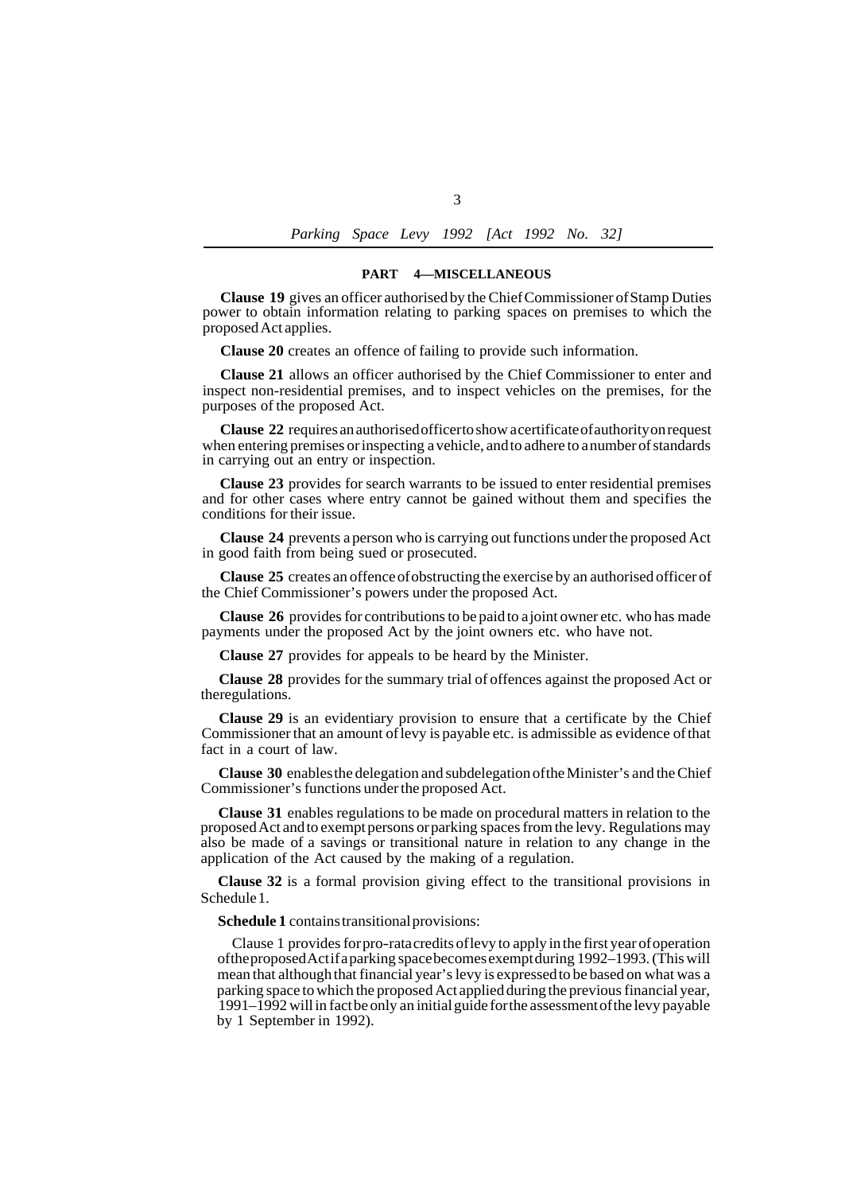## PART 4—MISCELLANEOUS

**Clause 19** gives an officer authorised by the Chief Commissioner of Stamp Duties power to obtain information relating to parking spaces on premises to which the proposed Act applies.

**Clause 20** creates an offence of failing to provide such information.

**Clause 21** allows an officer authorised by the Chief Commissioner to enter and inspect non-residential premises, and to inspect vehicles on the premises, for the purposes of the proposed Act.

**Clause 22** requires an authorised officer to show a certificate of authority on request when entering premises or inspecting a vehicle, and to adhere to a number of standards in carrying out an entry or inspection.

**Clause 23** provides for search warrants to be issued to enter residential premises and for other cases where entry cannot be gained without them and specifies the conditions for their issue.

**Clause 24** prevents a person who is carrying out functions under the proposed Act in good faith from being sued or prosecuted.

**Clause 25** creates an offence of obstructing the exercise by an authorised officer of the Chief Commissioner's powers under the proposed Act.

**Clause 26** provides for contributions to be paid to a joint owner etc. who has made payments under the proposed Act by the joint owners etc. who have not.

**Clause 27** provides for appeals to be heard by the Minister.

**Clause 28** provides for the summary trial of offences against the proposed Act or theregulations.

**Clause 29** is an evidentiary provision to ensure that a certificate by the Chief Commissioner that an amount of levy is payable etc. is admissible as evidence of that fact in a court of law.

**Clause 30** enables the delegation and subdelegation of the Minister's and the Chief Commissioner's functions under the proposed Act.

**Clause 31** enables regulations to be made on procedural matters in relation to the proposed Act and to exempt persons or parking spaces from the levy. Regulations may also be made of a savings or transitional nature in relation to any change in the application of the Act caused by the making of a regulation.

**Clause 32** is a formal provision giving effect to the transitional provisions in Schedule 1.

**Schedule 1** contains transitional provisions:

Clause 1 provides for pro-rata credits of levy to apply in the first year of operation of the proposed Act if a parking space becomes exempt during 1992–1993. (This will mean that although that financial year's levy is expressed to be based on what was a parking space to which the proposed Act applied during the previous financial year, 1991–1992 will in fact be only an initial guide for the assessment of the levy payable by 1 September in 1992).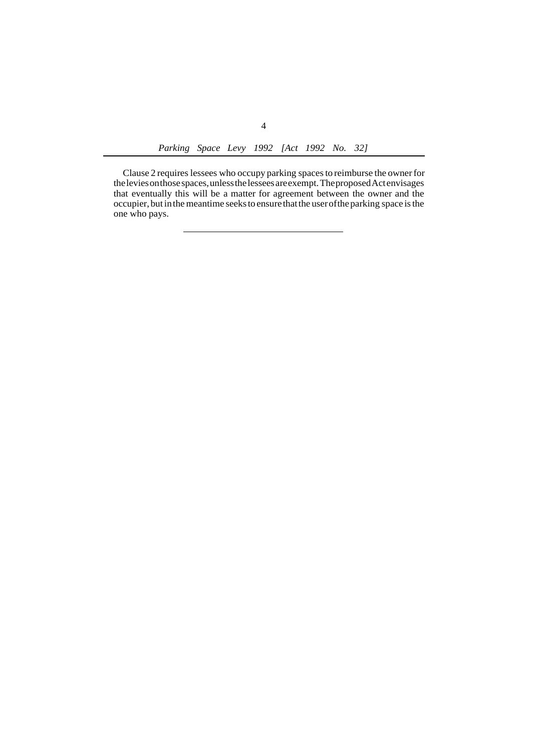Clause 2 requires lessees who occupy parking spaces to reimburse the owner for the levies on those spaces, unless the lessees are exempt. The proposed Act envisages that eventually this will be a matter for agreement between the owner and the occupier, but in the meantime seeks to ensure that the user of the parking space is the one who pays.